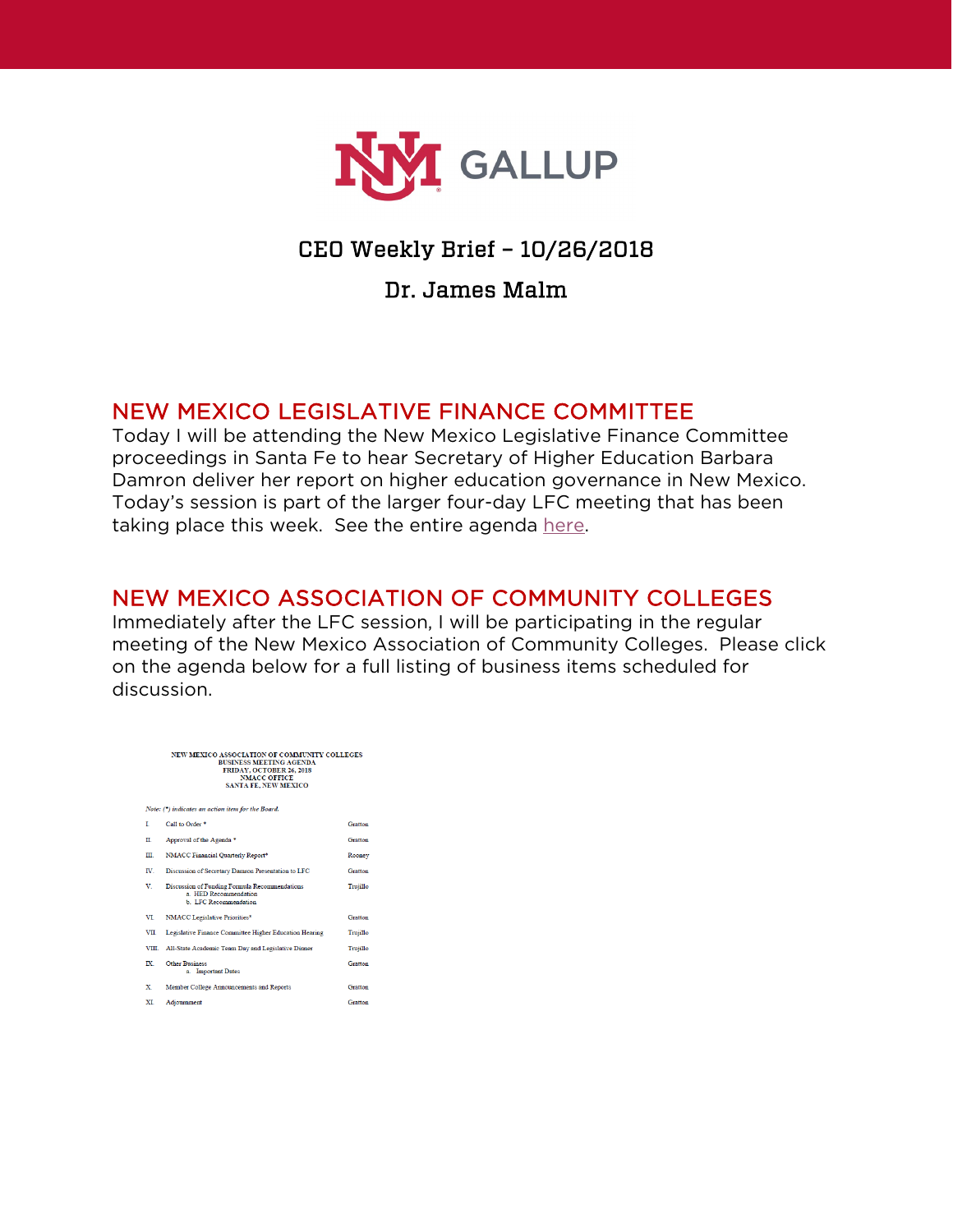GALLUP

# CEO Weekly Brief – 10/26/2018

## Dr. James Malm

## NEW MEXICO LEGISLATIVE FINANCE COMMITTEE

Today I will be attending the New Mexico Legislative Finance Committee proceedings in Santa Fe to hear Secretary of Higher Education Barbara Damron deliver her report on higher education governance in New Mexico. Today's session is part of the larger four-day LFC meeting that has been taking place this week. See the entire agenda here.

## NEW MEXICO ASSOCIATION OF COMMUNITY COLLEGES

Immediately after the LFC session, I will be participating in the regular meeting of the New Mexico Association of Community Colleges. Please click on the agenda below for a full listing of business items scheduled for discussion.

NEW MEXICO ASSOCIATION OF COMMUNITY COLLEGES
BUSINESS MEETING AGENDA
FRIDAY, OCTOBER 26, 2018
NMACC OFFICE
SANTA FE, NEW MEXICO

*Note: (*) indicates an action item for the Board.*

| | | |
|---|---|---|
| I. | Call to Order * | Gratton |
| II. | Approval of the Agenda * | Gratton |
| III. | NMACC Financial Quarterly Report* | Rooney |
| IV. | Discussion of Secretary Damron Presentation to LFC | Gratton |
| V. | Discussion of Funding Formula Recommendations<br>a. HED Recommendation<br>b. LFC Recommendation | Trujillo |
| VI. | NMACC Legislative Priorities* | Gratton |
| VII. | Legislative Finance Committee Higher Education Hearing | Trujillo |
| VIII. | All-State Academic Team Day and Legislative Dinner | Trujillo |
| IX. | Other Business<br>a. Important Dates | Gratton |
| X. | Member College Announcements and Reports | Gratton |
| XI. | Adjournment | Gratton |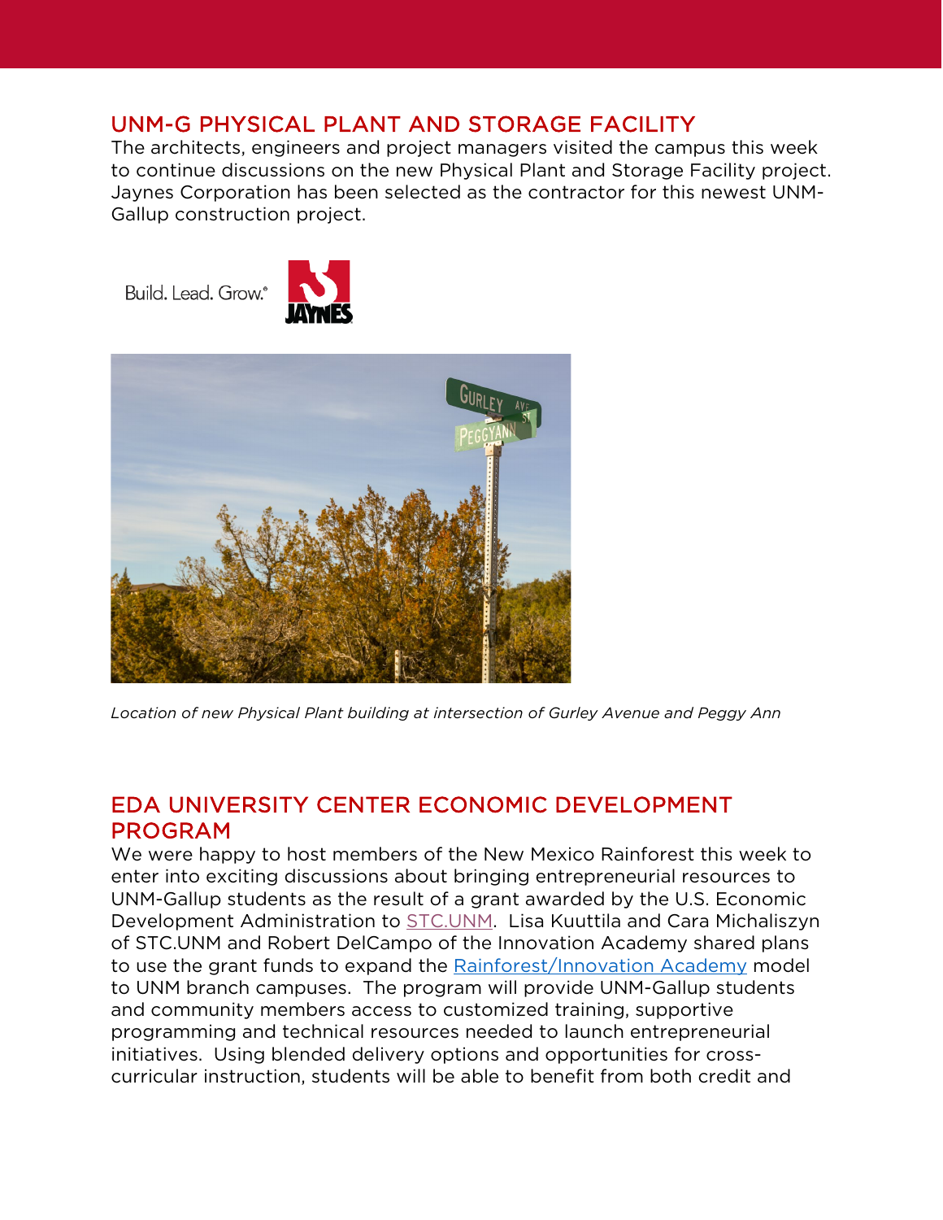## UNM-G PHYSICAL PLANT AND STORAGE FACILITY

The architects, engineers and project managers visited the campus this week to continue discussions on the new Physical Plant and Storage Facility project. Jaynes Corporation has been selected as the contractor for this newest UNM-Gallup construction project.

Build. Lead. Grow.® JAYNES

*Location of new Physical Plant building at intersection of Gurley Avenue and Peggy Ann*

## EDA UNIVERSITY CENTER ECONOMIC DEVELOPMENT PROGRAM

We were happy to host members of the New Mexico Rainforest this week to enter into exciting discussions about bringing entrepreneurial resources to UNM-Gallup students as the result of a grant awarded by the U.S. Economic Development Administration to STC.UNM. Lisa Kuuttila and Cara Michaliszyn of STC.UNM and Robert DelCampo of the Innovation Academy shared plans to use the grant funds to expand the Rainforest/Innovation Academy model to UNM branch campuses. The program will provide UNM-Gallup students and community members access to customized training, supportive programming and technical resources needed to launch entrepreneurial initiatives. Using blended delivery options and opportunities for cross-curricular instruction, students will be able to benefit from both credit and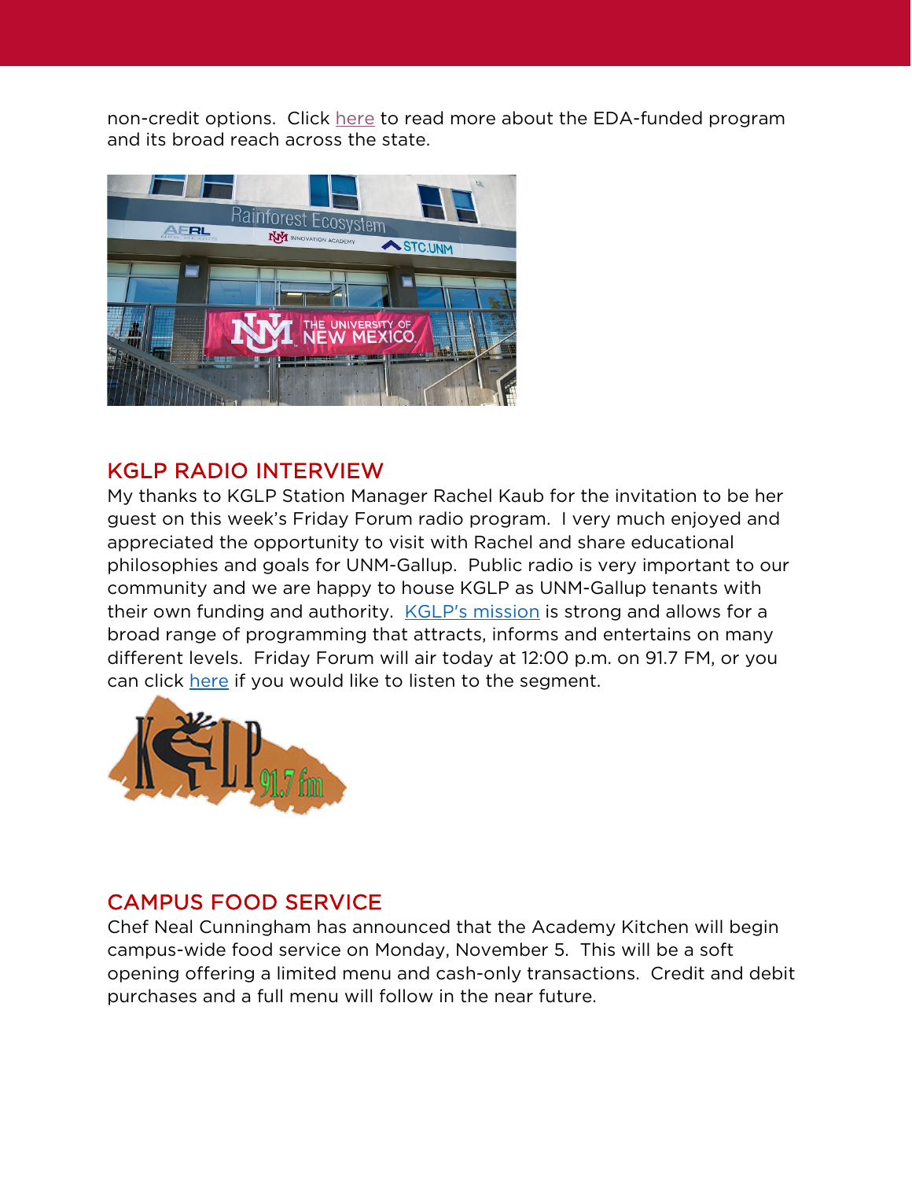non-credit options. Click here to read more about the EDA-funded program and its broad reach across the state.

## KGLP RADIO INTERVIEW

My thanks to KGLP Station Manager Rachel Kaub for the invitation to be her guest on this week's Friday Forum radio program. I very much enjoyed and appreciated the opportunity to visit with Rachel and share educational philosophies and goals for UNM-Gallup. Public radio is very important to our community and we are happy to house KGLP as UNM-Gallup tenants with their own funding and authority. KGLP's mission is strong and allows for a broad range of programming that attracts, informs and entertains on many different levels. Friday Forum will air today at 12:00 p.m. on 91.7 FM, or you can click here if you would like to listen to the segment.

## CAMPUS FOOD SERVICE

Chef Neal Cunningham has announced that the Academy Kitchen will begin campus-wide food service on Monday, November 5. This will be a soft opening offering a limited menu and cash-only transactions. Credit and debit purchases and a full menu will follow in the near future.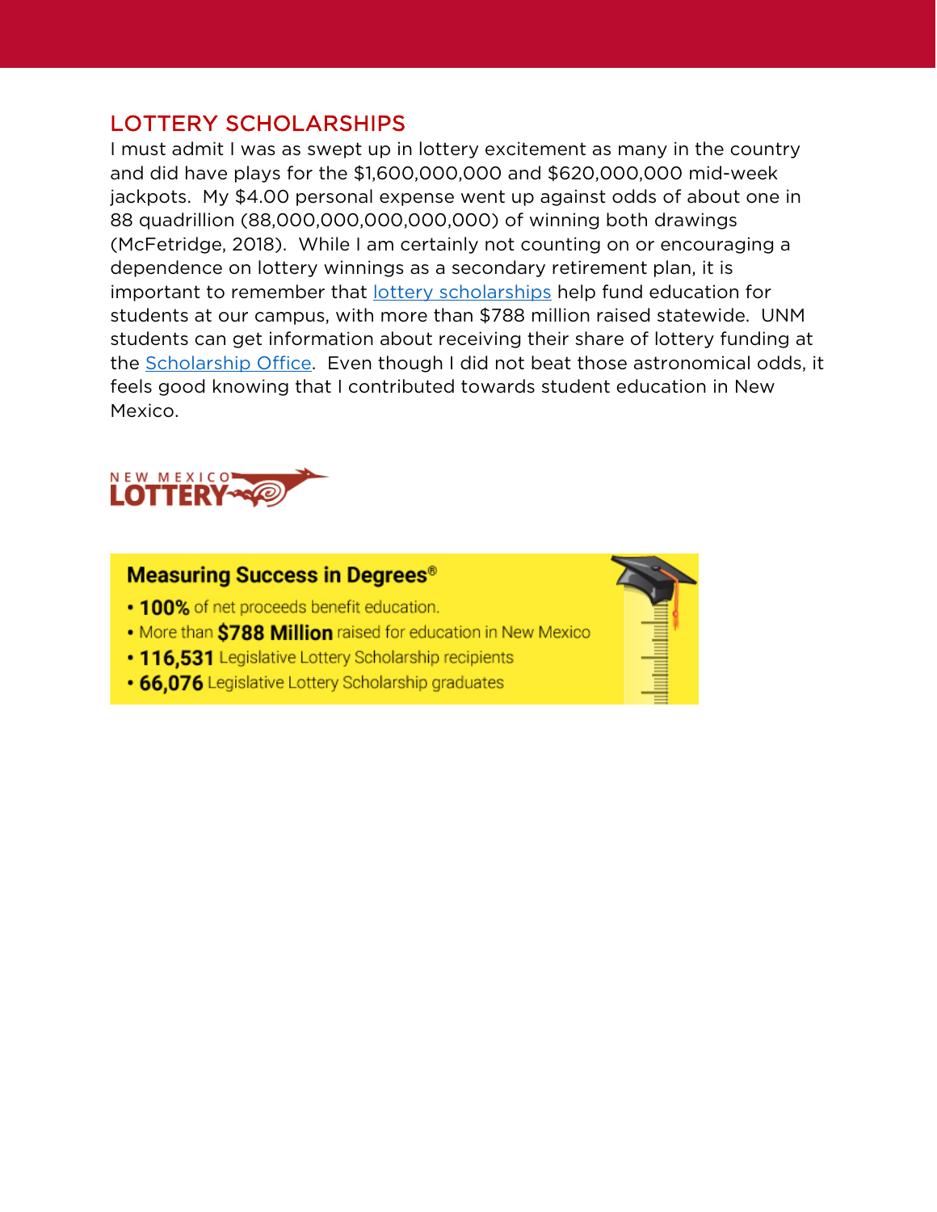## LOTTERY SCHOLARSHIPS

I must admit I was as swept up in lottery excitement as many in the country and did have plays for the $1,600,000,000 and $620,000,000 mid-week jackpots. My $4.00 personal expense went up against odds of about one in 88 quadrillion (88,000,000,000,000,000) of winning both drawings (McFetridge, 2018). While I am certainly not counting on or encouraging a dependence on lottery winnings as a secondary retirement plan, it is important to remember that lottery scholarships help fund education for students at our campus, with more than $788 million raised statewide. UNM students can get information about receiving their share of lottery funding at the Scholarship Office. Even though I did not beat those astronomical odds, it feels good knowing that I contributed towards student education in New Mexico.

NEW MEXICO LOTTERY

**Measuring Success in Degrees®**

- **100%** of net proceeds benefit education.
- More than **$788 Million** raised for education in New Mexico
- **116,531** Legislative Lottery Scholarship recipients
- **66,076** Legislative Lottery Scholarship graduates